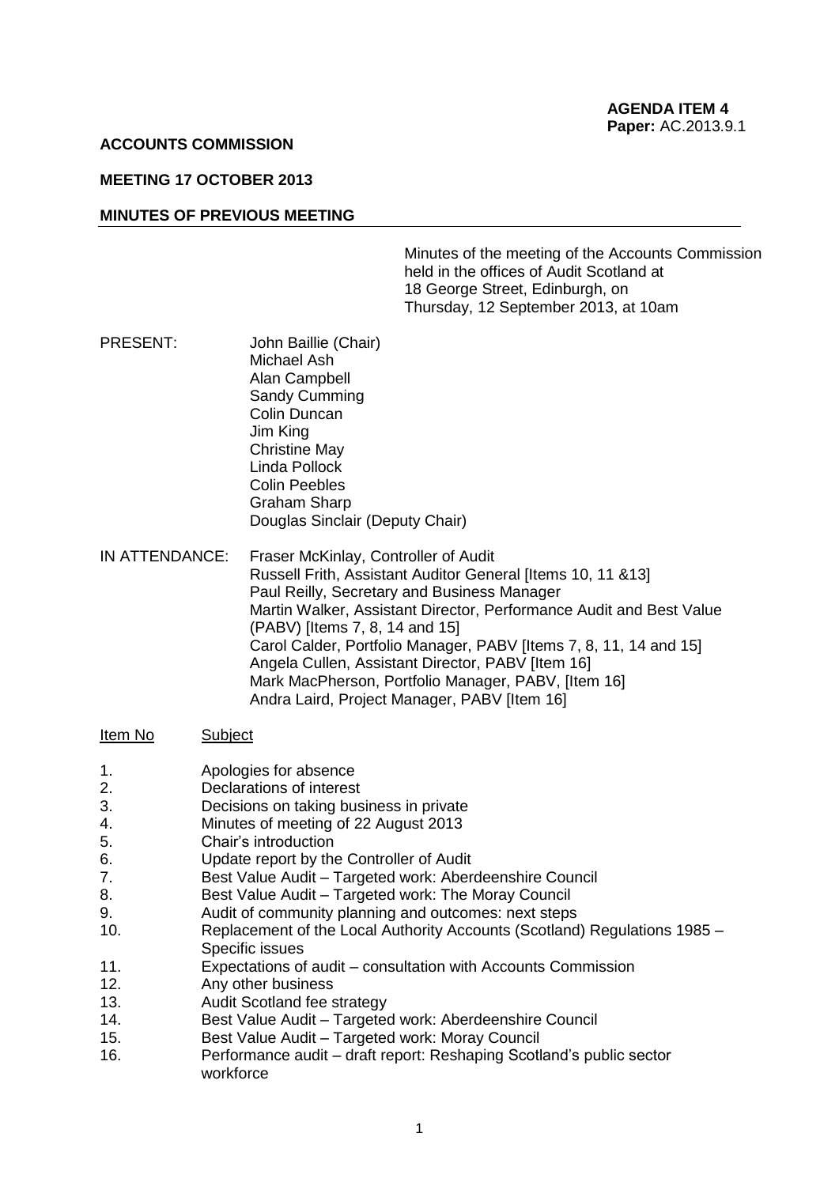**AGENDA ITEM 4**
**Paper:** AC.2013.9.1

**ACCOUNTS COMMISSION**

**MEETING 17 OCTOBER 2013**

**MINUTES OF PREVIOUS MEETING**

Minutes of the meeting of the Accounts Commission held in the offices of Audit Scotland at 18 George Street, Edinburgh, on Thursday, 12 September 2013, at 10am

PRESENT:
John Baillie (Chair)
Michael Ash
Alan Campbell
Sandy Cumming
Colin Duncan
Jim King
Christine May
Linda Pollock
Colin Peebles
Graham Sharp
Douglas Sinclair (Deputy Chair)

IN ATTENDANCE:
Fraser McKinlay, Controller of Audit
Russell Frith, Assistant Auditor General [Items 10, 11 &13]
Paul Reilly, Secretary and Business Manager
Martin Walker, Assistant Director, Performance Audit and Best Value (PABV) [Items 7, 8, 14 and 15]
Carol Calder, Portfolio Manager, PABV [Items 7, 8, 11, 14 and 15]
Angela Cullen, Assistant Director, PABV [Item 16]
Mark MacPherson, Portfolio Manager, PABV, [Item 16]
Andra Laird, Project Manager, PABV [Item 16]

| Item No | Subject |
|---|---|
| 1. | Apologies for absence |
| 2. | Declarations of interest |
| 3. | Decisions on taking business in private |
| 4. | Minutes of meeting of 22 August 2013 |
| 5. | Chair's introduction |
| 6. | Update report by the Controller of Audit |
| 7. | Best Value Audit – Targeted work: Aberdeenshire Council |
| 8. | Best Value Audit – Targeted work: The Moray Council |
| 9. | Audit of community planning and outcomes: next steps |
| 10. | Replacement of the Local Authority Accounts (Scotland) Regulations 1985 – Specific issues |
| 11. | Expectations of audit – consultation with Accounts Commission |
| 12. | Any other business |
| 13. | Audit Scotland fee strategy |
| 14. | Best Value Audit – Targeted work: Aberdeenshire Council |
| 15. | Best Value Audit – Targeted work: Moray Council |
| 16. | Performance audit – draft report: Reshaping Scotland's public sector workforce |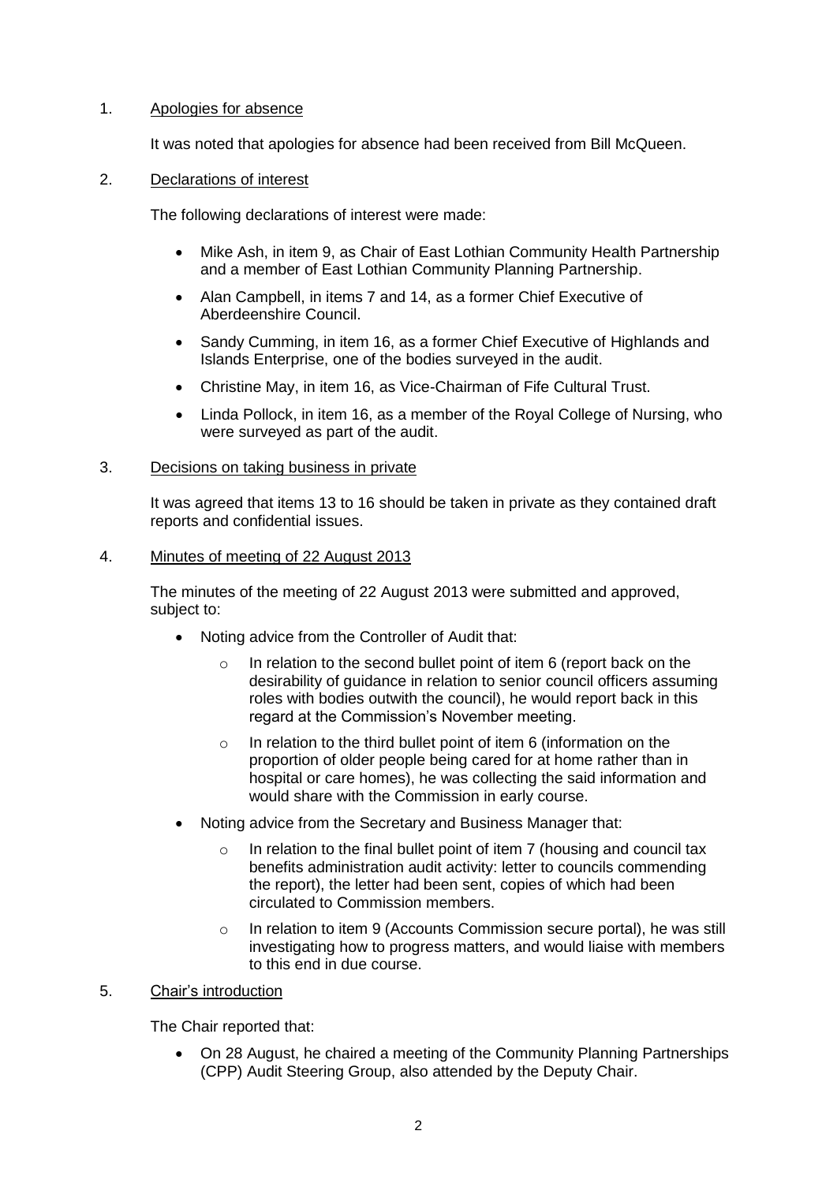1. Apologies for absence

   It was noted that apologies for absence had been received from Bill McQueen.

2. Declarations of interest

   The following declarations of interest were made:

   - Mike Ash, in item 9, as Chair of East Lothian Community Health Partnership and a member of East Lothian Community Planning Partnership.
   - Alan Campbell, in items 7 and 14, as a former Chief Executive of Aberdeenshire Council.
   - Sandy Cumming, in item 16, as a former Chief Executive of Highlands and Islands Enterprise, one of the bodies surveyed in the audit.
   - Christine May, in item 16, as Vice-Chairman of Fife Cultural Trust.
   - Linda Pollock, in item 16, as a member of the Royal College of Nursing, who were surveyed as part of the audit.

3. Decisions on taking business in private

   It was agreed that items 13 to 16 should be taken in private as they contained draft reports and confidential issues.

4. Minutes of meeting of 22 August 2013

   The minutes of the meeting of 22 August 2013 were submitted and approved, subject to:

   - Noting advice from the Controller of Audit that:
     - In relation to the second bullet point of item 6 (report back on the desirability of guidance in relation to senior council officers assuming roles with bodies outwith the council), he would report back in this regard at the Commission's November meeting.
     - In relation to the third bullet point of item 6 (information on the proportion of older people being cared for at home rather than in hospital or care homes), he was collecting the said information and would share with the Commission in early course.
   - Noting advice from the Secretary and Business Manager that:
     - In relation to the final bullet point of item 7 (housing and council tax benefits administration audit activity: letter to councils commending the report), the letter had been sent, copies of which had been circulated to Commission members.
     - In relation to item 9 (Accounts Commission secure portal), he was still investigating how to progress matters, and would liaise with members to this end in due course.

5. Chair's introduction

   The Chair reported that:

   - On 28 August, he chaired a meeting of the Community Planning Partnerships (CPP) Audit Steering Group, also attended by the Deputy Chair.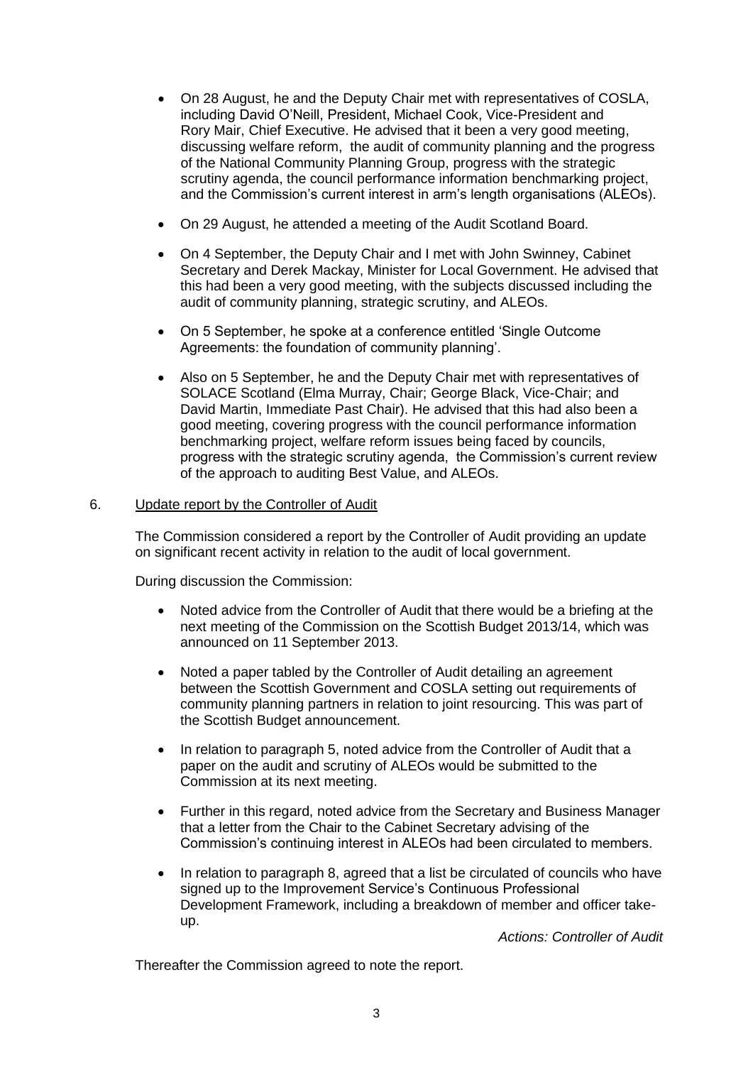- On 28 August, he and the Deputy Chair met with representatives of COSLA, including David O'Neill, President, Michael Cook, Vice-President and Rory Mair, Chief Executive. He advised that it been a very good meeting, discussing welfare reform, the audit of community planning and the progress of the National Community Planning Group, progress with the strategic scrutiny agenda, the council performance information benchmarking project, and the Commission's current interest in arm's length organisations (ALEOs).

- On 29 August, he attended a meeting of the Audit Scotland Board.

- On 4 September, the Deputy Chair and I met with John Swinney, Cabinet Secretary and Derek Mackay, Minister for Local Government. He advised that this had been a very good meeting, with the subjects discussed including the audit of community planning, strategic scrutiny, and ALEOs.

- On 5 September, he spoke at a conference entitled 'Single Outcome Agreements: the foundation of community planning'.

- Also on 5 September, he and the Deputy Chair met with representatives of SOLACE Scotland (Elma Murray, Chair; George Black, Vice-Chair; and David Martin, Immediate Past Chair). He advised that this had also been a good meeting, covering progress with the council performance information benchmarking project, welfare reform issues being faced by councils, progress with the strategic scrutiny agenda, the Commission's current review of the approach to auditing Best Value, and ALEOs.

6. Update report by the Controller of Audit

The Commission considered a report by the Controller of Audit providing an update on significant recent activity in relation to the audit of local government.

During discussion the Commission:

- Noted advice from the Controller of Audit that there would be a briefing at the next meeting of the Commission on the Scottish Budget 2013/14, which was announced on 11 September 2013.

- Noted a paper tabled by the Controller of Audit detailing an agreement between the Scottish Government and COSLA setting out requirements of community planning partners in relation to joint resourcing. This was part of the Scottish Budget announcement.

- In relation to paragraph 5, noted advice from the Controller of Audit that a paper on the audit and scrutiny of ALEOs would be submitted to the Commission at its next meeting.

- Further in this regard, noted advice from the Secretary and Business Manager that a letter from the Chair to the Cabinet Secretary advising of the Commission's continuing interest in ALEOs had been circulated to members.

- In relation to paragraph 8, agreed that a list be circulated of councils who have signed up to the Improvement Service's Continuous Professional Development Framework, including a breakdown of member and officer take-up.

*Actions: Controller of Audit*

Thereafter the Commission agreed to note the report.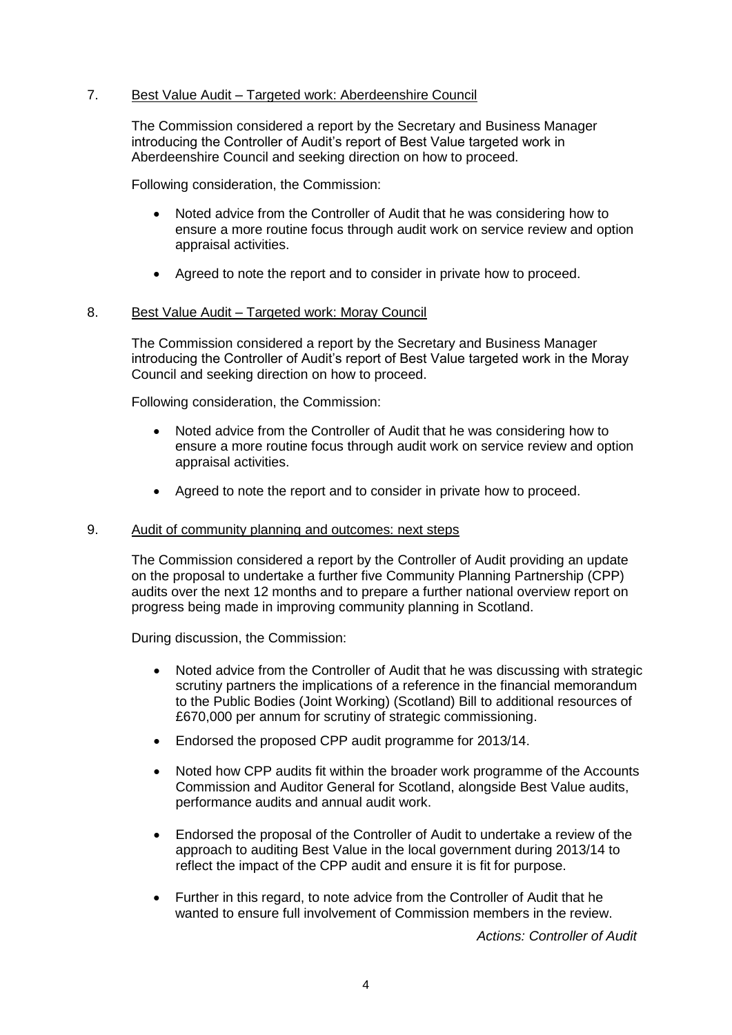7. Best Value Audit – Targeted work: Aberdeenshire Council

The Commission considered a report by the Secretary and Business Manager introducing the Controller of Audit's report of Best Value targeted work in Aberdeenshire Council and seeking direction on how to proceed.

Following consideration, the Commission:

- Noted advice from the Controller of Audit that he was considering how to ensure a more routine focus through audit work on service review and option appraisal activities.
- Agreed to note the report and to consider in private how to proceed.

8. Best Value Audit – Targeted work: Moray Council

The Commission considered a report by the Secretary and Business Manager introducing the Controller of Audit's report of Best Value targeted work in the Moray Council and seeking direction on how to proceed.

Following consideration, the Commission:

- Noted advice from the Controller of Audit that he was considering how to ensure a more routine focus through audit work on service review and option appraisal activities.
- Agreed to note the report and to consider in private how to proceed.

9. Audit of community planning and outcomes: next steps

The Commission considered a report by the Controller of Audit providing an update on the proposal to undertake a further five Community Planning Partnership (CPP) audits over the next 12 months and to prepare a further national overview report on progress being made in improving community planning in Scotland.

During discussion, the Commission:

- Noted advice from the Controller of Audit that he was discussing with strategic scrutiny partners the implications of a reference in the financial memorandum to the Public Bodies (Joint Working) (Scotland) Bill to additional resources of £670,000 per annum for scrutiny of strategic commissioning.
- Endorsed the proposed CPP audit programme for 2013/14.
- Noted how CPP audits fit within the broader work programme of the Accounts Commission and Auditor General for Scotland, alongside Best Value audits, performance audits and annual audit work.
- Endorsed the proposal of the Controller of Audit to undertake a review of the approach to auditing Best Value in the local government during 2013/14 to reflect the impact of the CPP audit and ensure it is fit for purpose.
- Further in this regard, to note advice from the Controller of Audit that he wanted to ensure full involvement of Commission members in the review.

*Actions: Controller of Audit*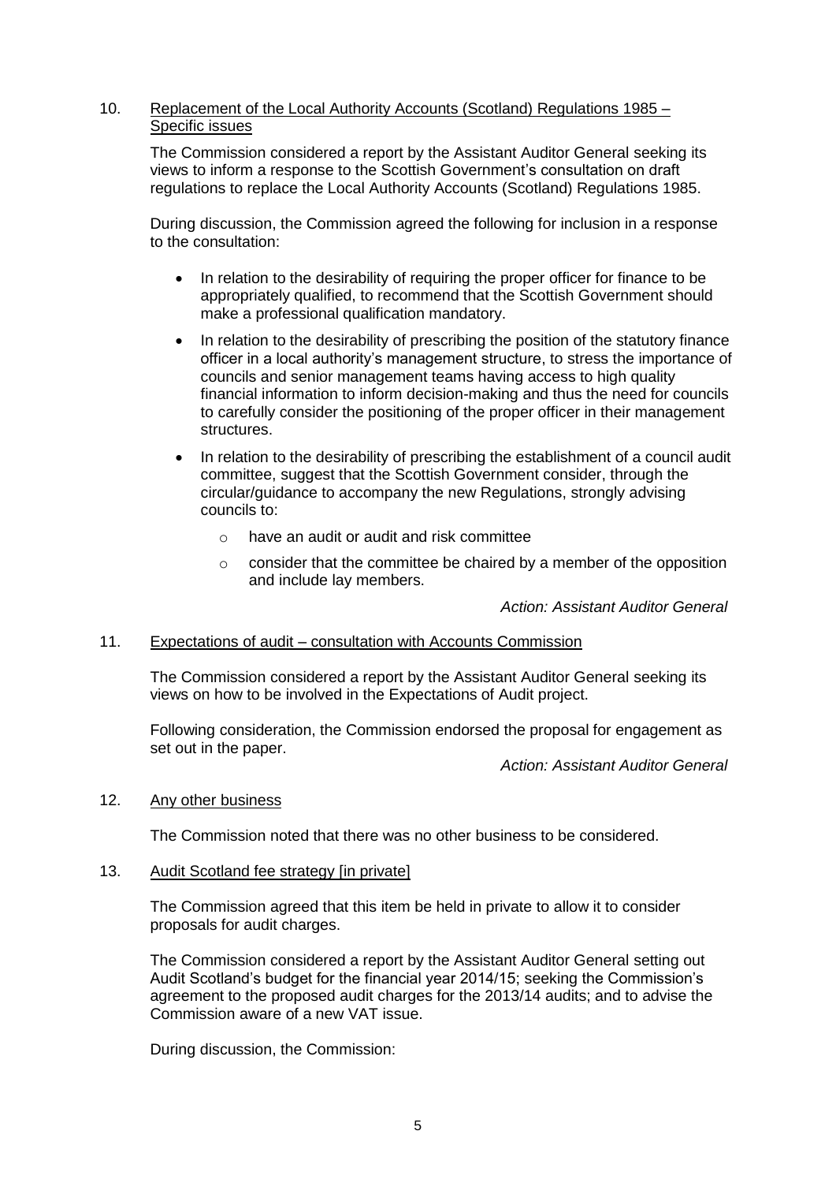10. <u>Replacement of the Local Authority Accounts (Scotland) Regulations 1985 – Specific issues</u>

The Commission considered a report by the Assistant Auditor General seeking its views to inform a response to the Scottish Government's consultation on draft regulations to replace the Local Authority Accounts (Scotland) Regulations 1985.

During discussion, the Commission agreed the following for inclusion in a response to the consultation:

- In relation to the desirability of requiring the proper officer for finance to be appropriately qualified, to recommend that the Scottish Government should make a professional qualification mandatory.
- In relation to the desirability of prescribing the position of the statutory finance officer in a local authority's management structure, to stress the importance of councils and senior management teams having access to high quality financial information to inform decision-making and thus the need for councils to carefully consider the positioning of the proper officer in their management structures.
- In relation to the desirability of prescribing the establishment of a council audit committee, suggest that the Scottish Government consider, through the circular/guidance to accompany the new Regulations, strongly advising councils to:
    - have an audit or audit and risk committee
    - consider that the committee be chaired by a member of the opposition and include lay members.

*Action: Assistant Auditor General*

11. <u>Expectations of audit – consultation with Accounts Commission</u>

The Commission considered a report by the Assistant Auditor General seeking its views on how to be involved in the Expectations of Audit project.

Following consideration, the Commission endorsed the proposal for engagement as set out in the paper.

*Action: Assistant Auditor General*

12. <u>Any other business</u>

The Commission noted that there was no other business to be considered.

13. <u>Audit Scotland fee strategy [in private]</u>

The Commission agreed that this item be held in private to allow it to consider proposals for audit charges.

The Commission considered a report by the Assistant Auditor General setting out Audit Scotland's budget for the financial year 2014/15; seeking the Commission's agreement to the proposed audit charges for the 2013/14 audits; and to advise the Commission aware of a new VAT issue.

During discussion, the Commission: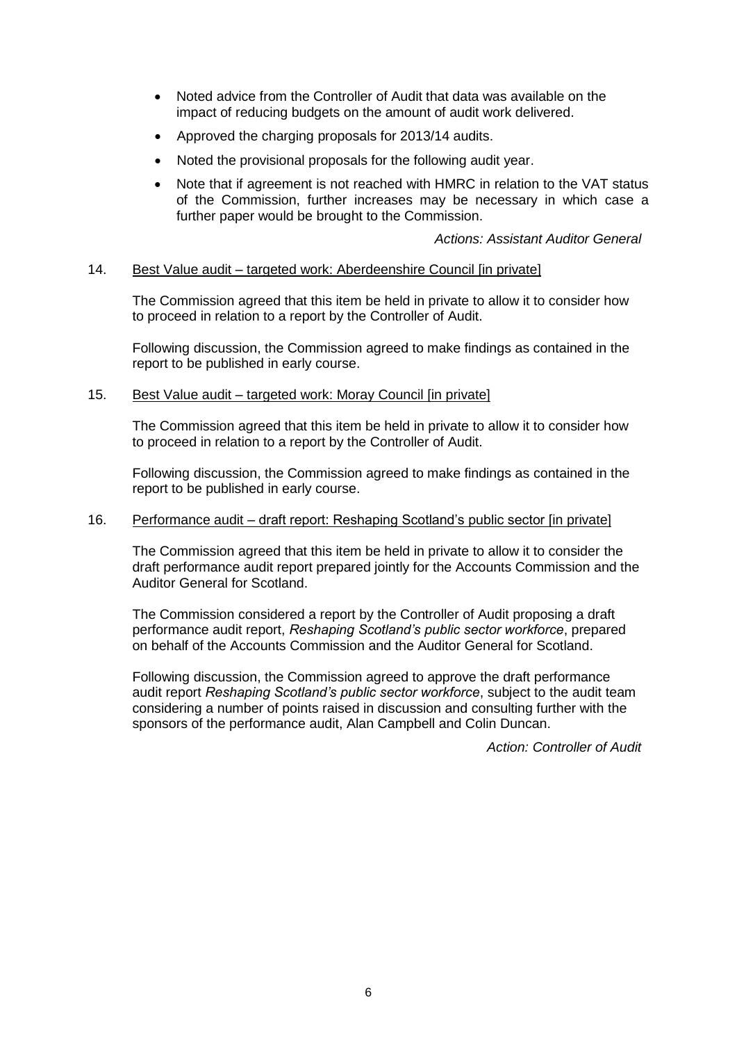- Noted advice from the Controller of Audit that data was available on the impact of reducing budgets on the amount of audit work delivered.
- Approved the charging proposals for 2013/14 audits.
- Noted the provisional proposals for the following audit year.
- Note that if agreement is not reached with HMRC in relation to the VAT status of the Commission, further increases may be necessary in which case a further paper would be brought to the Commission.

*Actions: Assistant Auditor General*

14. Best Value audit – targeted work: Aberdeenshire Council [in private]

The Commission agreed that this item be held in private to allow it to consider how to proceed in relation to a report by the Controller of Audit.

Following discussion, the Commission agreed to make findings as contained in the report to be published in early course.

15. Best Value audit – targeted work: Moray Council [in private]

The Commission agreed that this item be held in private to allow it to consider how to proceed in relation to a report by the Controller of Audit.

Following discussion, the Commission agreed to make findings as contained in the report to be published in early course.

16. Performance audit – draft report: Reshaping Scotland's public sector [in private]

The Commission agreed that this item be held in private to allow it to consider the draft performance audit report prepared jointly for the Accounts Commission and the Auditor General for Scotland.

The Commission considered a report by the Controller of Audit proposing a draft performance audit report, *Reshaping Scotland's public sector workforce*, prepared on behalf of the Accounts Commission and the Auditor General for Scotland.

Following discussion, the Commission agreed to approve the draft performance audit report *Reshaping Scotland's public sector workforce*, subject to the audit team considering a number of points raised in discussion and consulting further with the sponsors of the performance audit, Alan Campbell and Colin Duncan.

*Action: Controller of Audit*